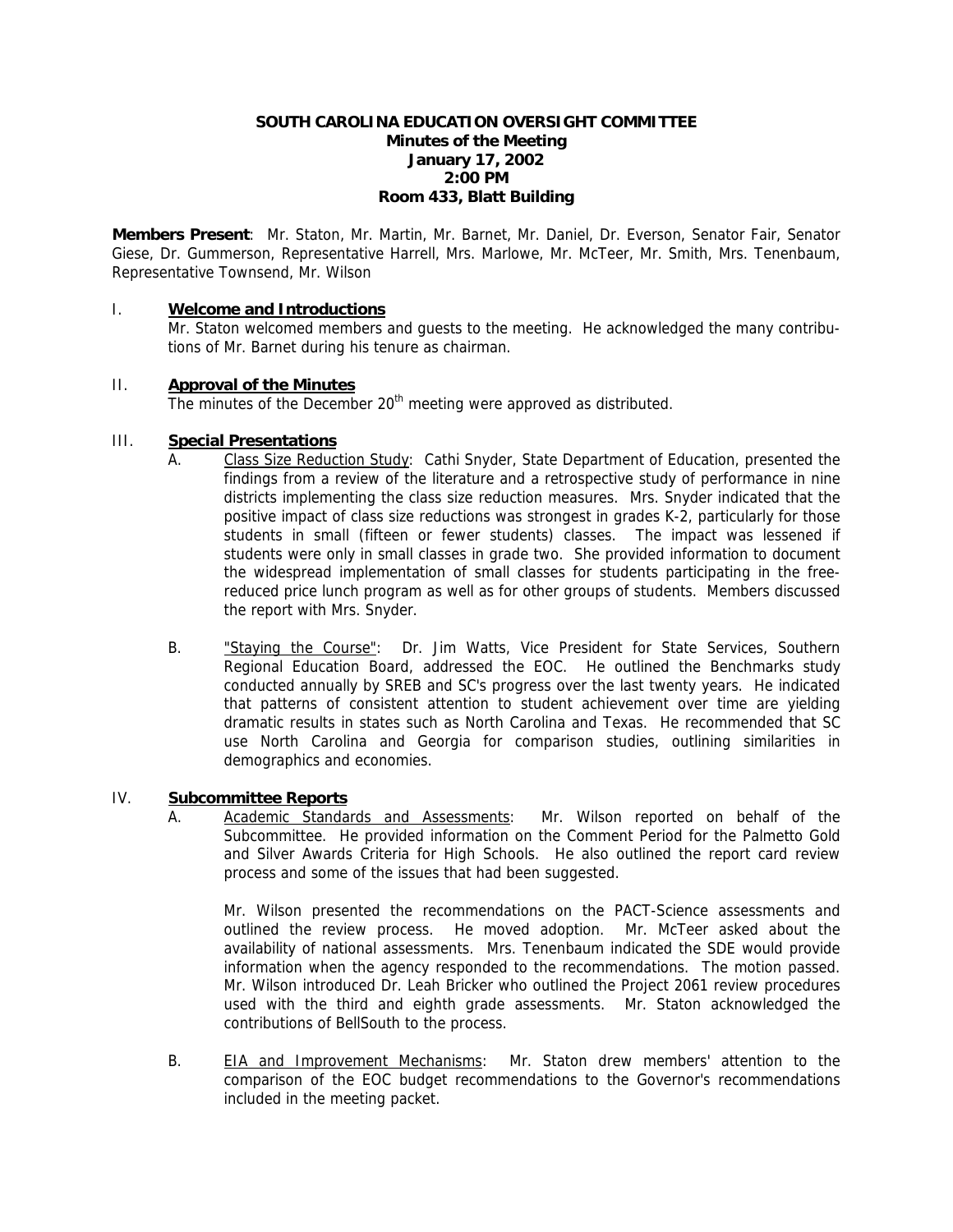**SOUTH CAROLINA EDUCATION OVERSIGHT COMMITTEE**
**Minutes of the Meeting**
**January 17, 2002**
**2:00 PM**
**Room 433, Blatt Building**

**Members Present**: Mr. Staton, Mr. Martin, Mr. Barnet, Mr. Daniel, Dr. Everson, Senator Fair, Senator Giese, Dr. Gummerson, Representative Harrell, Mrs. Marlowe, Mr. McTeer, Mr. Smith, Mrs. Tenenbaum, Representative Townsend, Mr. Wilson

## I. Welcome and Introductions

Mr. Staton welcomed members and guests to the meeting. He acknowledged the many contributions of Mr. Barnet during his tenure as chairman.

## II. Approval of the Minutes

The minutes of the December 20th meeting were approved as distributed.

## III. Special Presentations

A. Class Size Reduction Study: Cathi Snyder, State Department of Education, presented the findings from a review of the literature and a retrospective study of performance in nine districts implementing the class size reduction measures. Mrs. Snyder indicated that the positive impact of class size reductions was strongest in grades K-2, particularly for those students in small (fifteen or fewer students) classes. The impact was lessened if students were only in small classes in grade two. She provided information to document the widespread implementation of small classes for students participating in the free-reduced price lunch program as well as for other groups of students. Members discussed the report with Mrs. Snyder.

B. "Staying the Course": Dr. Jim Watts, Vice President for State Services, Southern Regional Education Board, addressed the EOC. He outlined the Benchmarks study conducted annually by SREB and SC's progress over the last twenty years. He indicated that patterns of consistent attention to student achievement over time are yielding dramatic results in states such as North Carolina and Texas. He recommended that SC use North Carolina and Georgia for comparison studies, outlining similarities in demographics and economies.

## IV. Subcommittee Reports

A. Academic Standards and Assessments: Mr. Wilson reported on behalf of the Subcommittee. He provided information on the Comment Period for the Palmetto Gold and Silver Awards Criteria for High Schools. He also outlined the report card review process and some of the issues that had been suggested.

Mr. Wilson presented the recommendations on the PACT-Science assessments and outlined the review process. He moved adoption. Mr. McTeer asked about the availability of national assessments. Mrs. Tenenbaum indicated the SDE would provide information when the agency responded to the recommendations. The motion passed. Mr. Wilson introduced Dr. Leah Bricker who outlined the Project 2061 review procedures used with the third and eighth grade assessments. Mr. Staton acknowledged the contributions of BellSouth to the process.

B. EIA and Improvement Mechanisms: Mr. Staton drew members' attention to the comparison of the EOC budget recommendations to the Governor's recommendations included in the meeting packet.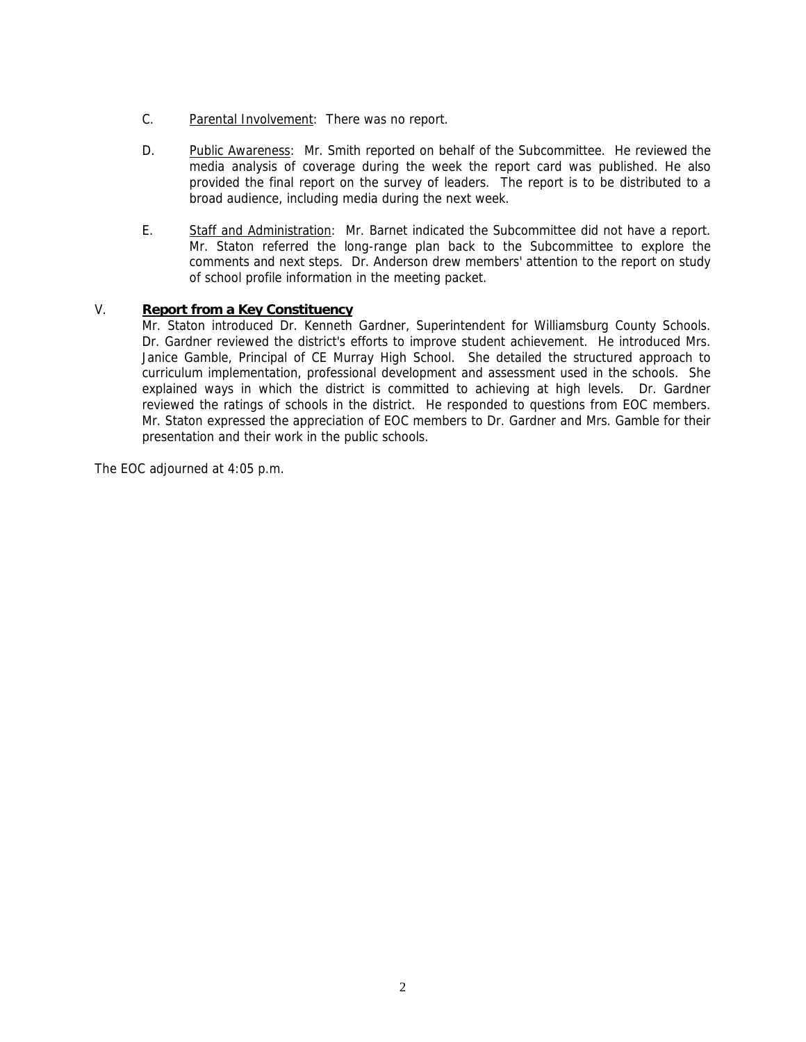C. Parental Involvement: There was no report.

D. Public Awareness: Mr. Smith reported on behalf of the Subcommittee. He reviewed the media analysis of coverage during the week the report card was published. He also provided the final report on the survey of leaders. The report is to be distributed to a broad audience, including media during the next week.

E. Staff and Administration: Mr. Barnet indicated the Subcommittee did not have a report. Mr. Staton referred the long-range plan back to the Subcommittee to explore the comments and next steps. Dr. Anderson drew members' attention to the report on study of school profile information in the meeting packet.

## V. Report from a Key Constituency

Mr. Staton introduced Dr. Kenneth Gardner, Superintendent for Williamsburg County Schools. Dr. Gardner reviewed the district's efforts to improve student achievement. He introduced Mrs. Janice Gamble, Principal of CE Murray High School. She detailed the structured approach to curriculum implementation, professional development and assessment used in the schools. She explained ways in which the district is committed to achieving at high levels. Dr. Gardner reviewed the ratings of schools in the district. He responded to questions from EOC members. Mr. Staton expressed the appreciation of EOC members to Dr. Gardner and Mrs. Gamble for their presentation and their work in the public schools.

The EOC adjourned at 4:05 p.m.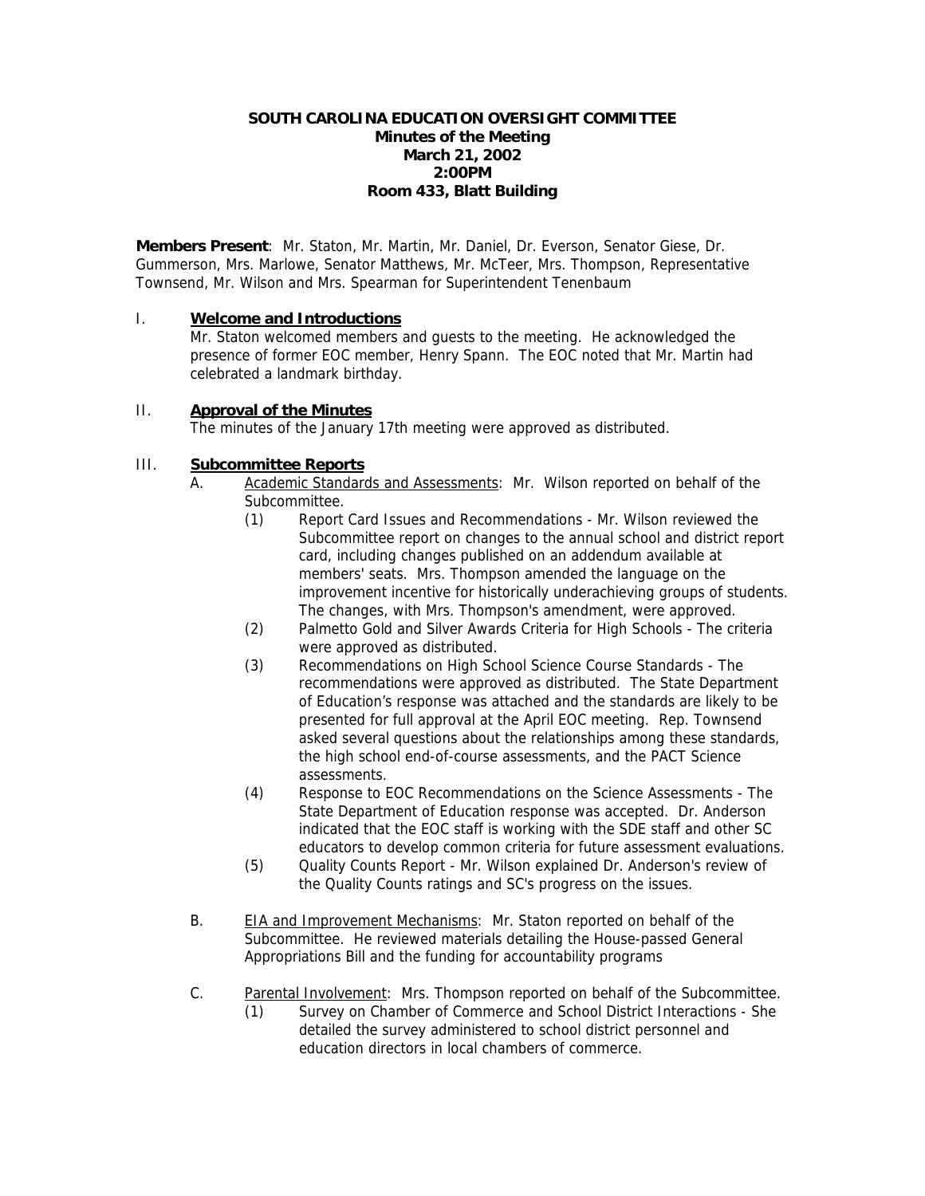**SOUTH CAROLINA EDUCATION OVERSIGHT COMMITTEE**
**Minutes of the Meeting**
**March 21, 2002**
**2:00PM**
**Room 433, Blatt Building**

**Members Present**: Mr. Staton, Mr. Martin, Mr. Daniel, Dr. Everson, Senator Giese, Dr. Gummerson, Mrs. Marlowe, Senator Matthews, Mr. McTeer, Mrs. Thompson, Representative Townsend, Mr. Wilson and Mrs. Spearman for Superintendent Tenenbaum

## I. Welcome and Introductions

Mr. Staton welcomed members and guests to the meeting. He acknowledged the presence of former EOC member, Henry Spann. The EOC noted that Mr. Martin had celebrated a landmark birthday.

## II. Approval of the Minutes

The minutes of the January 17th meeting were approved as distributed.

## III. Subcommittee Reports

A. Academic Standards and Assessments: Mr. Wilson reported on behalf of the Subcommittee.

(1) Report Card Issues and Recommendations - Mr. Wilson reviewed the Subcommittee report on changes to the annual school and district report card, including changes published on an addendum available at members' seats. Mrs. Thompson amended the language on the improvement incentive for historically underachieving groups of students. The changes, with Mrs. Thompson's amendment, were approved.

(2) Palmetto Gold and Silver Awards Criteria for High Schools - The criteria were approved as distributed.

(3) Recommendations on High School Science Course Standards - The recommendations were approved as distributed. The State Department of Education's response was attached and the standards are likely to be presented for full approval at the April EOC meeting. Rep. Townsend asked several questions about the relationships among these standards, the high school end-of-course assessments, and the PACT Science assessments.

(4) Response to EOC Recommendations on the Science Assessments - The State Department of Education response was accepted. Dr. Anderson indicated that the EOC staff is working with the SDE staff and other SC educators to develop common criteria for future assessment evaluations.

(5) Quality Counts Report - Mr. Wilson explained Dr. Anderson's review of the Quality Counts ratings and SC's progress on the issues.

B. EIA and Improvement Mechanisms: Mr. Staton reported on behalf of the Subcommittee. He reviewed materials detailing the House-passed General Appropriations Bill and the funding for accountability programs

C. Parental Involvement: Mrs. Thompson reported on behalf of the Subcommittee.

(1) Survey on Chamber of Commerce and School District Interactions - She detailed the survey administered to school district personnel and education directors in local chambers of commerce.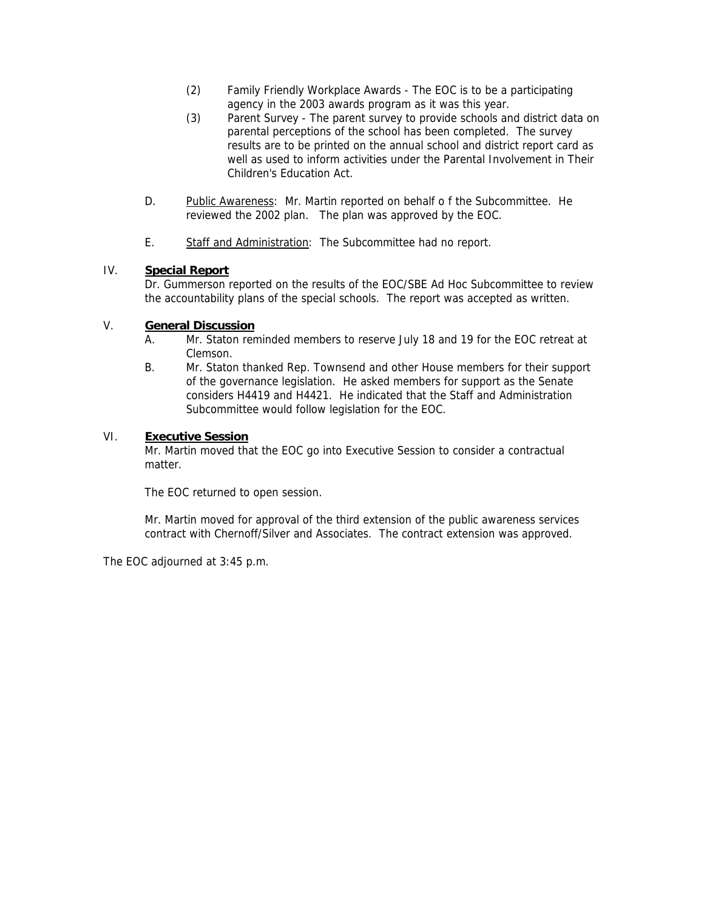(2) Family Friendly Workplace Awards - The EOC is to be a participating agency in the 2003 awards program as it was this year.

(3) Parent Survey - The parent survey to provide schools and district data on parental perceptions of the school has been completed. The survey results are to be printed on the annual school and district report card as well as used to inform activities under the Parental Involvement in Their Children's Education Act.

D. Public Awareness: Mr. Martin reported on behalf o f the Subcommittee. He reviewed the 2002 plan. The plan was approved by the EOC.

E. Staff and Administration: The Subcommittee had no report.

## IV. **Special Report**

Dr. Gummerson reported on the results of the EOC/SBE Ad Hoc Subcommittee to review the accountability plans of the special schools. The report was accepted as written.

## V. **General Discussion**

A. Mr. Staton reminded members to reserve July 18 and 19 for the EOC retreat at Clemson.

B. Mr. Staton thanked Rep. Townsend and other House members for their support of the governance legislation. He asked members for support as the Senate considers H4419 and H4421. He indicated that the Staff and Administration Subcommittee would follow legislation for the EOC.

## VI. **Executive Session**

Mr. Martin moved that the EOC go into Executive Session to consider a contractual matter.

The EOC returned to open session.

Mr. Martin moved for approval of the third extension of the public awareness services contract with Chernoff/Silver and Associates. The contract extension was approved.

The EOC adjourned at 3:45 p.m.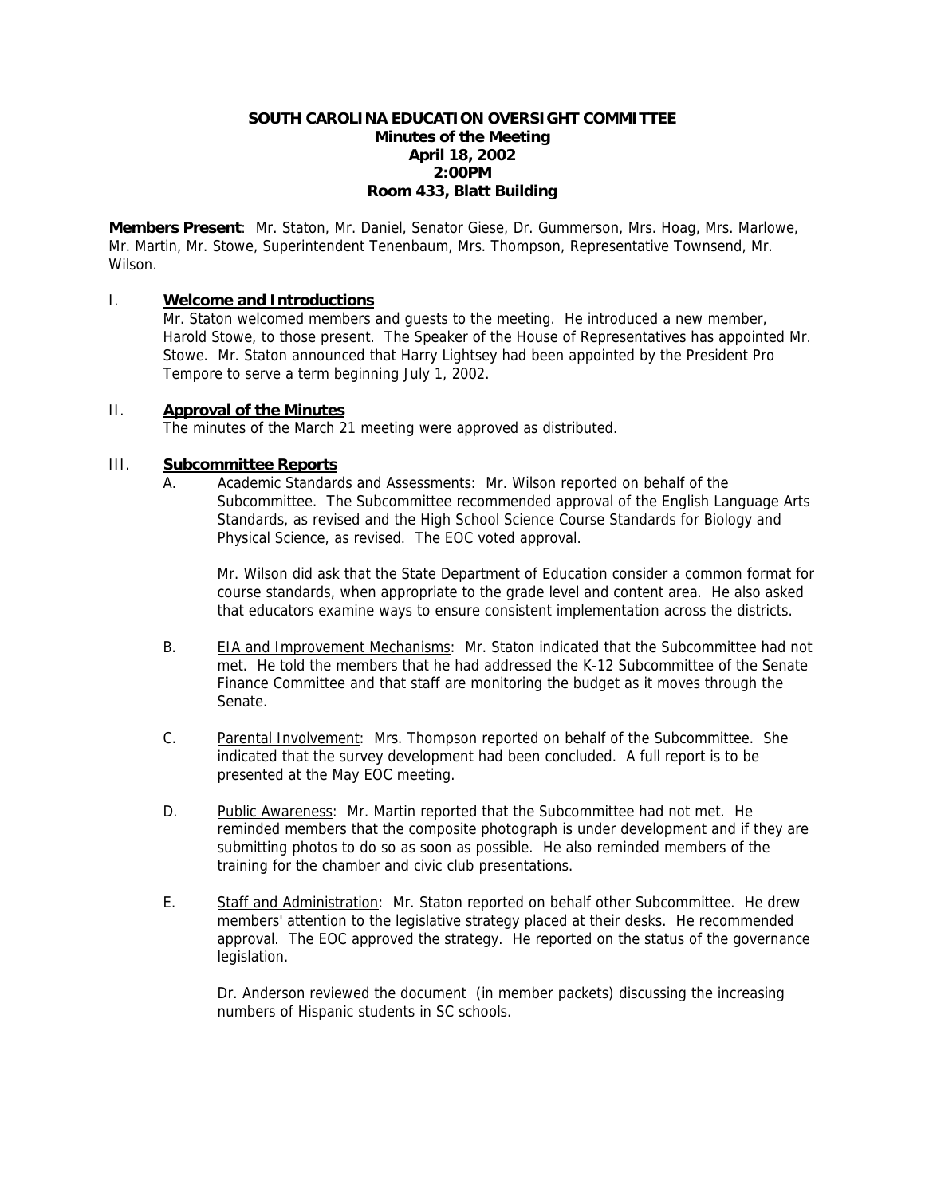**SOUTH CAROLINA EDUCATION OVERSIGHT COMMITTEE**
**Minutes of the Meeting**
**April 18, 2002**
**2:00PM**
**Room 433, Blatt Building**

**Members Present**: Mr. Staton, Mr. Daniel, Senator Giese, Dr. Gummerson, Mrs. Hoag, Mrs. Marlowe, Mr. Martin, Mr. Stowe, Superintendent Tenenbaum, Mrs. Thompson, Representative Townsend, Mr. Wilson.

## I. **Welcome and Introductions**

Mr. Staton welcomed members and guests to the meeting. He introduced a new member, Harold Stowe, to those present. The Speaker of the House of Representatives has appointed Mr. Stowe. Mr. Staton announced that Harry Lightsey had been appointed by the President Pro Tempore to serve a term beginning July 1, 2002.

## II. **Approval of the Minutes**

The minutes of the March 21 meeting were approved as distributed.

## III. **Subcommittee Reports**

A. Academic Standards and Assessments: Mr. Wilson reported on behalf of the Subcommittee. The Subcommittee recommended approval of the English Language Arts Standards, as revised and the High School Science Course Standards for Biology and Physical Science, as revised. The EOC voted approval.

Mr. Wilson did ask that the State Department of Education consider a common format for course standards, when appropriate to the grade level and content area. He also asked that educators examine ways to ensure consistent implementation across the districts.

B. EIA and Improvement Mechanisms: Mr. Staton indicated that the Subcommittee had not met. He told the members that he had addressed the K-12 Subcommittee of the Senate Finance Committee and that staff are monitoring the budget as it moves through the Senate.

C. Parental Involvement: Mrs. Thompson reported on behalf of the Subcommittee. She indicated that the survey development had been concluded. A full report is to be presented at the May EOC meeting.

D. Public Awareness: Mr. Martin reported that the Subcommittee had not met. He reminded members that the composite photograph is under development and if they are submitting photos to do so as soon as possible. He also reminded members of the training for the chamber and civic club presentations.

E. Staff and Administration: Mr. Staton reported on behalf other Subcommittee. He drew members' attention to the legislative strategy placed at their desks. He recommended approval. The EOC approved the strategy. He reported on the status of the governance legislation.

Dr. Anderson reviewed the document (in member packets) discussing the increasing numbers of Hispanic students in SC schools.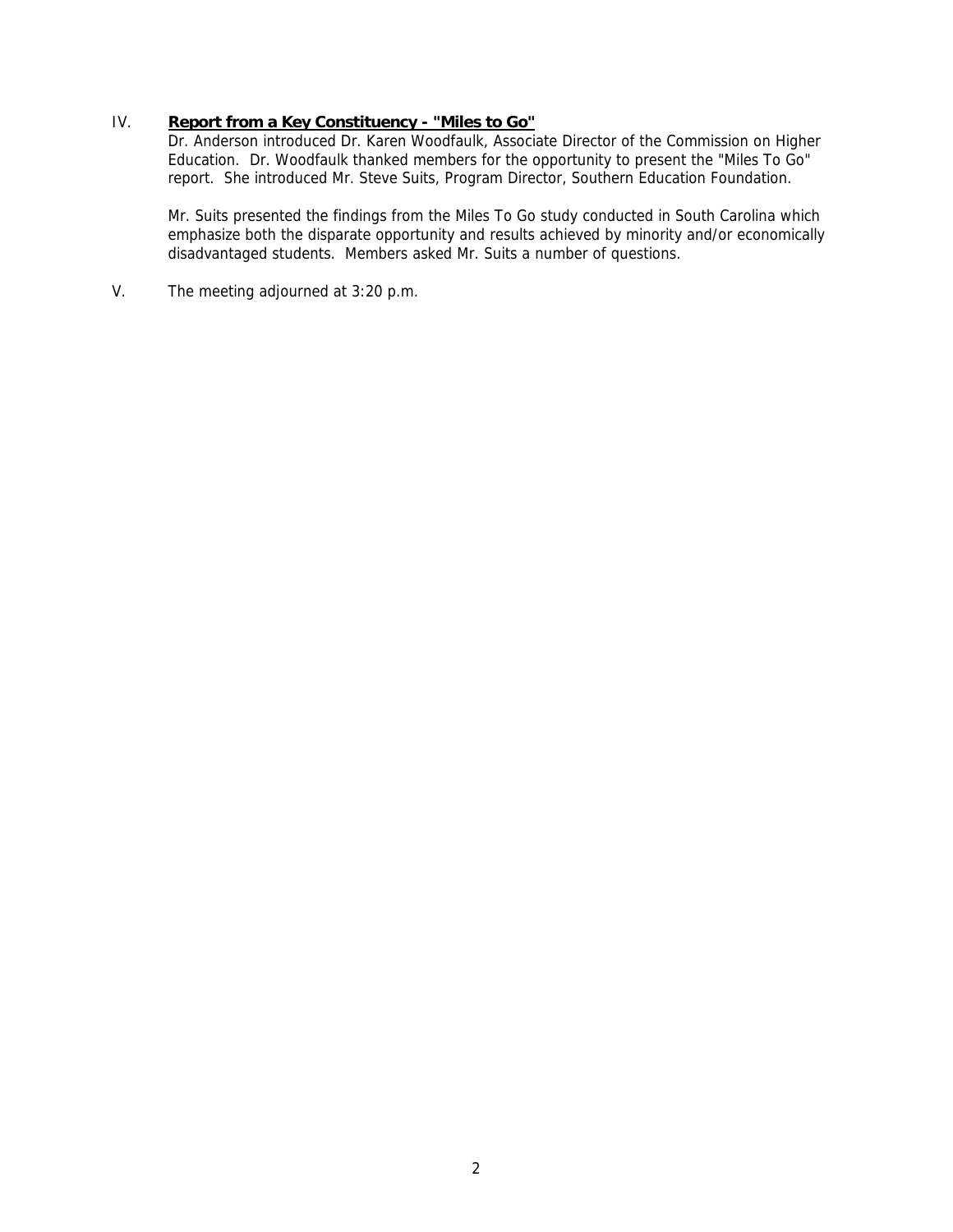IV. **Report from a Key Constituency - "Miles to Go"**

Dr. Anderson introduced Dr. Karen Woodfaulk, Associate Director of the Commission on Higher Education. Dr. Woodfaulk thanked members for the opportunity to present the "Miles To Go" report. She introduced Mr. Steve Suits, Program Director, Southern Education Foundation.

Mr. Suits presented the findings from the Miles To Go study conducted in South Carolina which emphasize both the disparate opportunity and results achieved by minority and/or economically disadvantaged students. Members asked Mr. Suits a number of questions.

V. The meeting adjourned at 3:20 p.m.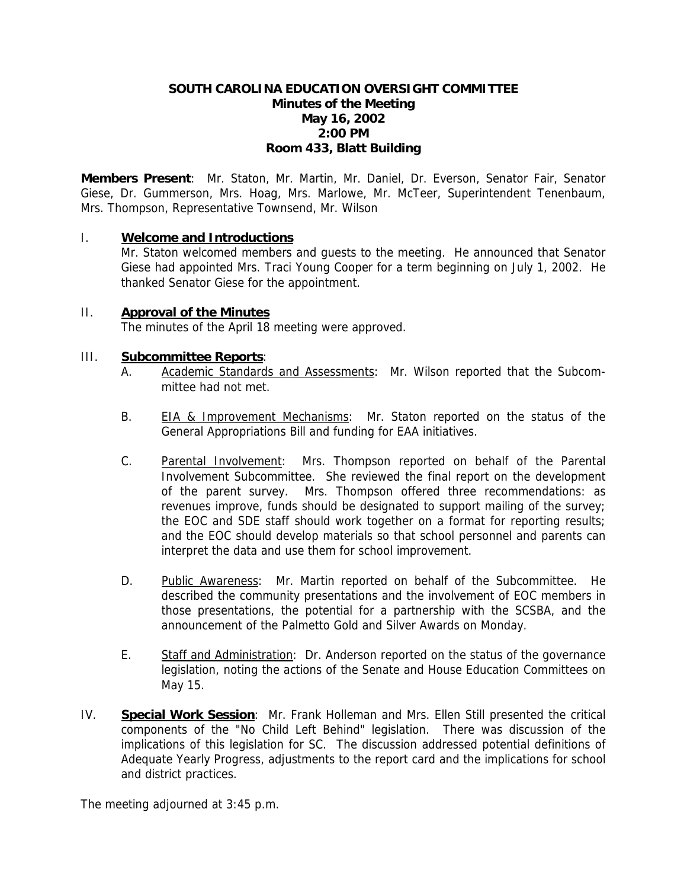# SOUTH CAROLINA EDUCATION OVERSIGHT COMMITTEE
## Minutes of the Meeting
## May 16, 2002
## 2:00 PM
## Room 433, Blatt Building

**Members Present**: Mr. Staton, Mr. Martin, Mr. Daniel, Dr. Everson, Senator Fair, Senator Giese, Dr. Gummerson, Mrs. Hoag, Mrs. Marlowe, Mr. McTeer, Superintendent Tenenbaum, Mrs. Thompson, Representative Townsend, Mr. Wilson

I. **Welcome and Introductions**

Mr. Staton welcomed members and guests to the meeting. He announced that Senator Giese had appointed Mrs. Traci Young Cooper for a term beginning on July 1, 2002. He thanked Senator Giese for the appointment.

II. **Approval of the Minutes**

The minutes of the April 18 meeting were approved.

III. **Subcommittee Reports**:

A. Academic Standards and Assessments: Mr. Wilson reported that the Subcommittee had not met.

B. EIA & Improvement Mechanisms: Mr. Staton reported on the status of the General Appropriations Bill and funding for EAA initiatives.

C. Parental Involvement: Mrs. Thompson reported on behalf of the Parental Involvement Subcommittee. She reviewed the final report on the development of the parent survey. Mrs. Thompson offered three recommendations: as revenues improve, funds should be designated to support mailing of the survey; the EOC and SDE staff should work together on a format for reporting results; and the EOC should develop materials so that school personnel and parents can interpret the data and use them for school improvement.

D. Public Awareness: Mr. Martin reported on behalf of the Subcommittee. He described the community presentations and the involvement of EOC members in those presentations, the potential for a partnership with the SCSBA, and the announcement of the Palmetto Gold and Silver Awards on Monday.

E. Staff and Administration: Dr. Anderson reported on the status of the governance legislation, noting the actions of the Senate and House Education Committees on May 15.

IV. **Special Work Session**: Mr. Frank Holleman and Mrs. Ellen Still presented the critical components of the "No Child Left Behind" legislation. There was discussion of the implications of this legislation for SC. The discussion addressed potential definitions of Adequate Yearly Progress, adjustments to the report card and the implications for school and district practices.

The meeting adjourned at 3:45 p.m.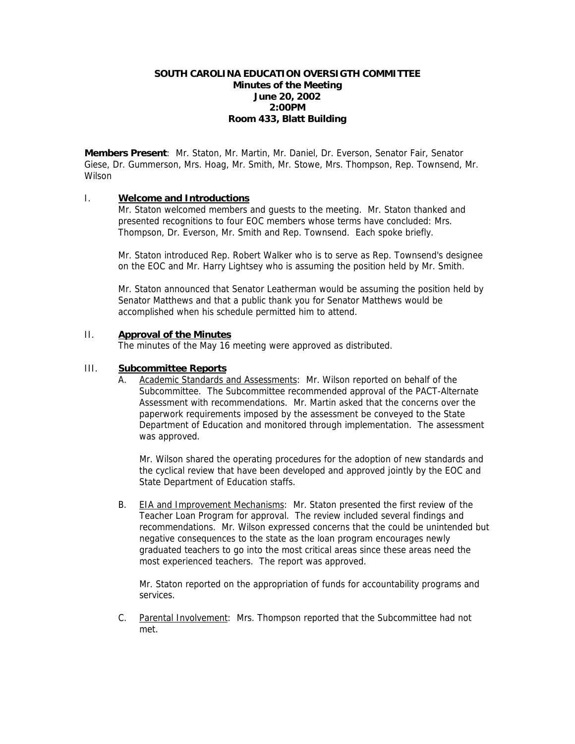**SOUTH CAROLINA EDUCATION OVERSIGTH COMMITTEE**
**Minutes of the Meeting**
**June 20, 2002**
**2:00PM**
**Room 433, Blatt Building**

**Members Present**: Mr. Staton, Mr. Martin, Mr. Daniel, Dr. Everson, Senator Fair, Senator Giese, Dr. Gummerson, Mrs. Hoag, Mr. Smith, Mr. Stowe, Mrs. Thompson, Rep. Townsend, Mr. Wilson

## I. Welcome and Introductions

Mr. Staton welcomed members and guests to the meeting. Mr. Staton thanked and presented recognitions to four EOC members whose terms have concluded: Mrs. Thompson, Dr. Everson, Mr. Smith and Rep. Townsend. Each spoke briefly.

Mr. Staton introduced Rep. Robert Walker who is to serve as Rep. Townsend's designee on the EOC and Mr. Harry Lightsey who is assuming the position held by Mr. Smith.

Mr. Staton announced that Senator Leatherman would be assuming the position held by Senator Matthews and that a public thank you for Senator Matthews would be accomplished when his schedule permitted him to attend.

## II. Approval of the Minutes

The minutes of the May 16 meeting were approved as distributed.

## III. Subcommittee Reports

A. Academic Standards and Assessments: Mr. Wilson reported on behalf of the Subcommittee. The Subcommittee recommended approval of the PACT-Alternate Assessment with recommendations. Mr. Martin asked that the concerns over the paperwork requirements imposed by the assessment be conveyed to the State Department of Education and monitored through implementation. The assessment was approved.

Mr. Wilson shared the operating procedures for the adoption of new standards and the cyclical review that have been developed and approved jointly by the EOC and State Department of Education staffs.

B. EIA and Improvement Mechanisms: Mr. Staton presented the first review of the Teacher Loan Program for approval. The review included several findings and recommendations. Mr. Wilson expressed concerns that the could be unintended but negative consequences to the state as the loan program encourages newly graduated teachers to go into the most critical areas since these areas need the most experienced teachers. The report was approved.

Mr. Staton reported on the appropriation of funds for accountability programs and services.

C. Parental Involvement: Mrs. Thompson reported that the Subcommittee had not met.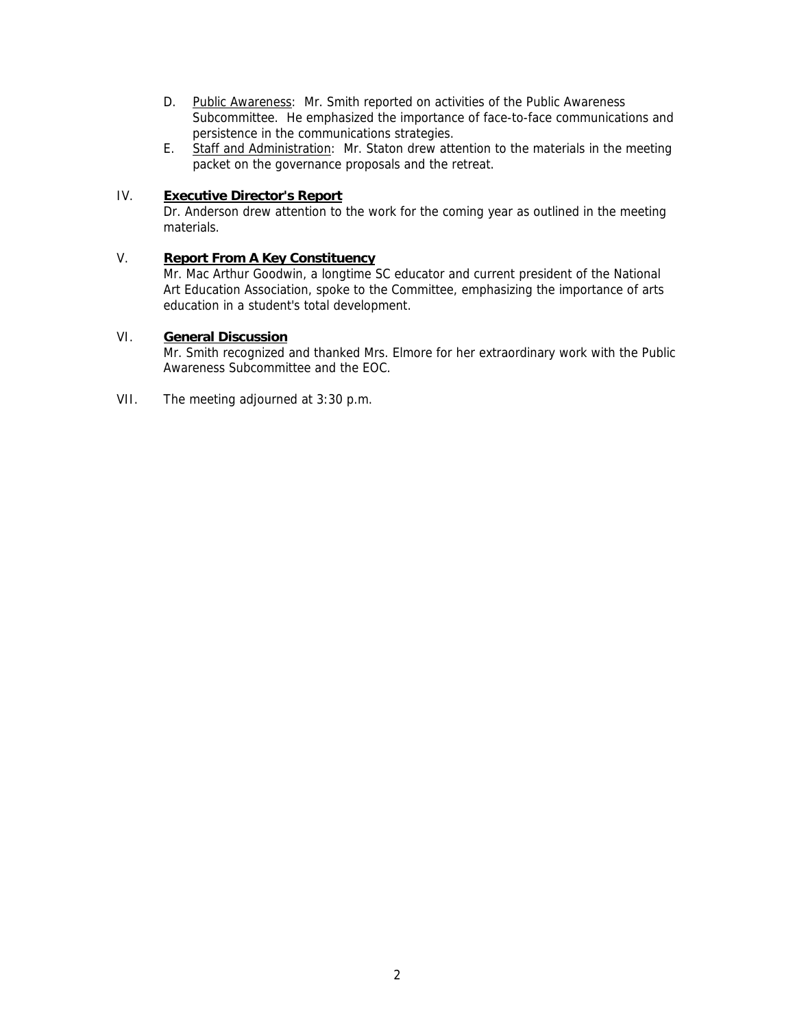D. <u>Public Awareness</u>: Mr. Smith reported on activities of the Public Awareness Subcommittee. He emphasized the importance of face-to-face communications and persistence in the communications strategies.

E. <u>Staff and Administration</u>: Mr. Staton drew attention to the materials in the meeting packet on the governance proposals and the retreat.

IV. **Executive Director's Report**

Dr. Anderson drew attention to the work for the coming year as outlined in the meeting materials.

V. **Report From A Key Constituency**

Mr. Mac Arthur Goodwin, a longtime SC educator and current president of the National Art Education Association, spoke to the Committee, emphasizing the importance of arts education in a student's total development.

VI. **General Discussion**

Mr. Smith recognized and thanked Mrs. Elmore for her extraordinary work with the Public Awareness Subcommittee and the EOC.

VII. The meeting adjourned at 3:30 p.m.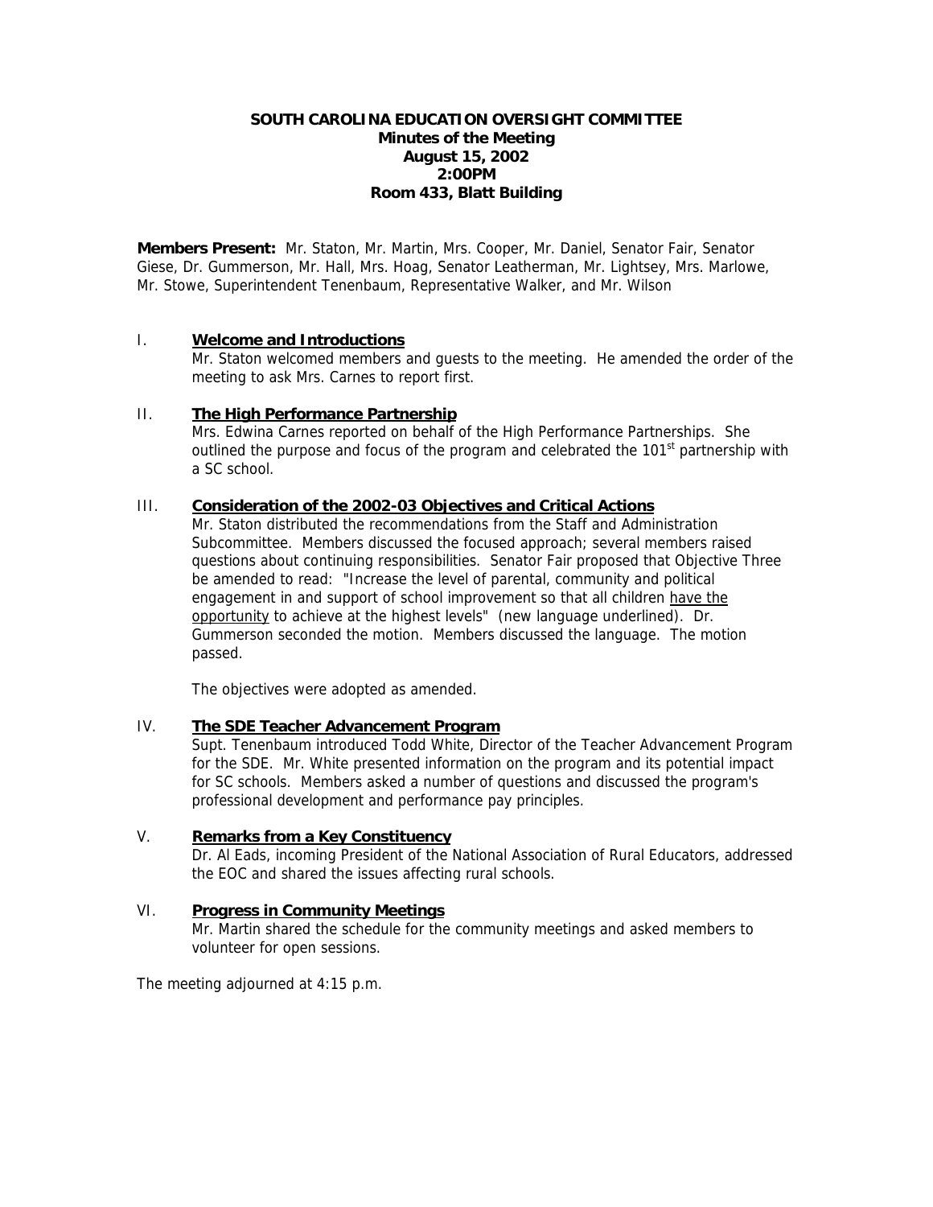**SOUTH CAROLINA EDUCATION OVERSIGHT COMMITTEE**
**Minutes of the Meeting**
**August 15, 2002**
**2:00PM**
**Room 433, Blatt Building**

**Members Present:** Mr. Staton, Mr. Martin, Mrs. Cooper, Mr. Daniel, Senator Fair, Senator Giese, Dr. Gummerson, Mr. Hall, Mrs. Hoag, Senator Leatherman, Mr. Lightsey, Mrs. Marlowe, Mr. Stowe, Superintendent Tenenbaum, Representative Walker, and Mr. Wilson

I. **Welcome and Introductions**

Mr. Staton welcomed members and guests to the meeting. He amended the order of the meeting to ask Mrs. Carnes to report first.

II. **The High Performance Partnership**

Mrs. Edwina Carnes reported on behalf of the High Performance Partnerships. She outlined the purpose and focus of the program and celebrated the 101st partnership with a SC school.

III. **Consideration of the 2002-03 Objectives and Critical Actions**

Mr. Staton distributed the recommendations from the Staff and Administration Subcommittee. Members discussed the focused approach; several members raised questions about continuing responsibilities. Senator Fair proposed that Objective Three be amended to read: "Increase the level of parental, community and political engagement in and support of school improvement so that all children <u>have the opportunity</u> to achieve at the highest levels" (new language underlined). Dr. Gummerson seconded the motion. Members discussed the language. The motion passed.

The objectives were adopted as amended.

IV. **The SDE Teacher Advancement Program**

Supt. Tenenbaum introduced Todd White, Director of the Teacher Advancement Program for the SDE. Mr. White presented information on the program and its potential impact for SC schools. Members asked a number of questions and discussed the program's professional development and performance pay principles.

V. **Remarks from a Key Constituency**

Dr. Al Eads, incoming President of the National Association of Rural Educators, addressed the EOC and shared the issues affecting rural schools.

VI. **Progress in Community Meetings**

Mr. Martin shared the schedule for the community meetings and asked members to volunteer for open sessions.

The meeting adjourned at 4:15 p.m.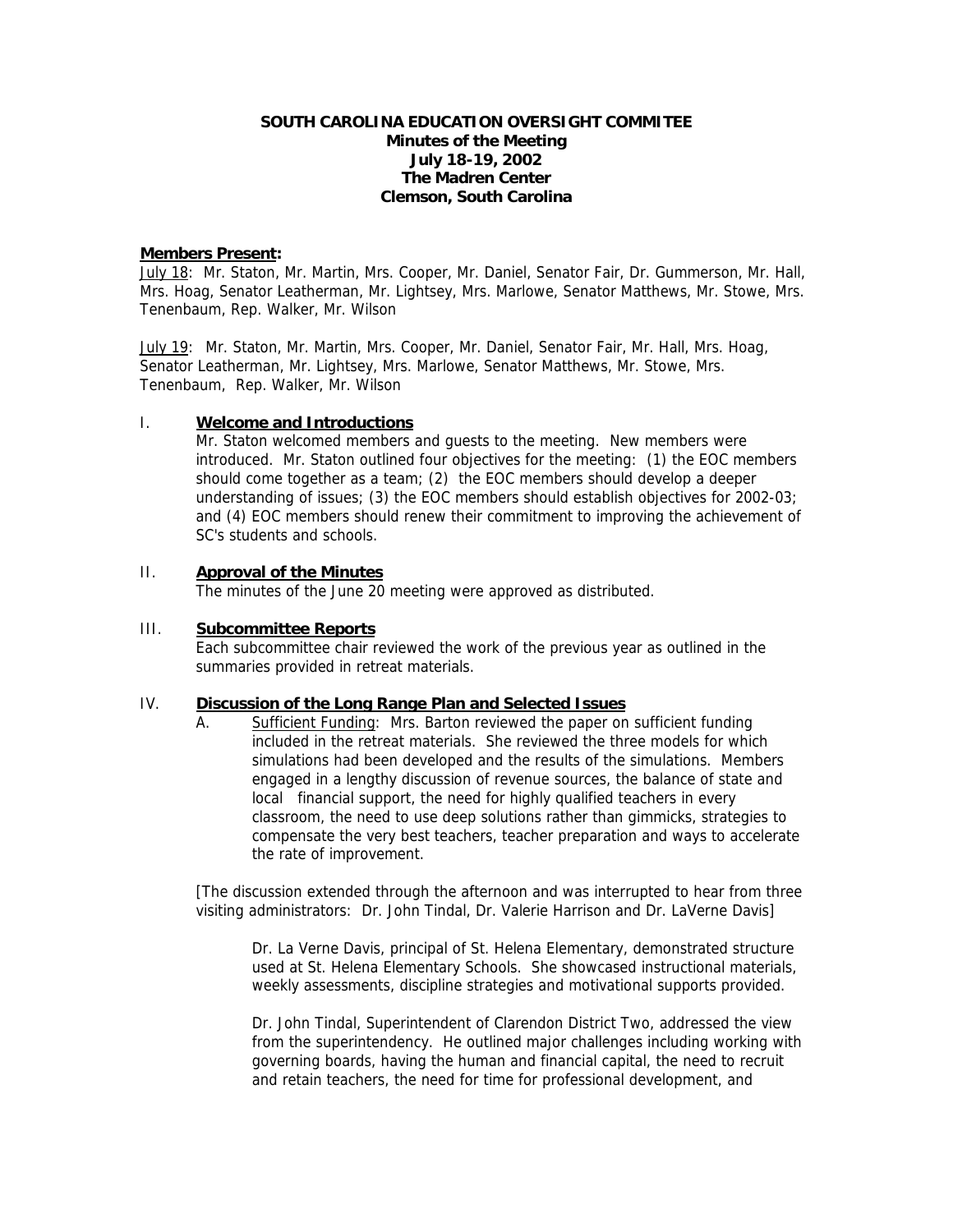**SOUTH CAROLINA EDUCATION OVERSIGHT COMMITEE**
**Minutes of the Meeting**
**July 18-19, 2002**
**The Madren Center**
**Clemson, South Carolina**

**Members Present:**

July 18: Mr. Staton, Mr. Martin, Mrs. Cooper, Mr. Daniel, Senator Fair, Dr. Gummerson, Mr. Hall, Mrs. Hoag, Senator Leatherman, Mr. Lightsey, Mrs. Marlowe, Senator Matthews, Mr. Stowe, Mrs. Tenenbaum, Rep. Walker, Mr. Wilson

July 19: Mr. Staton, Mr. Martin, Mrs. Cooper, Mr. Daniel, Senator Fair, Mr. Hall, Mrs. Hoag, Senator Leatherman, Mr. Lightsey, Mrs. Marlowe, Senator Matthews, Mr. Stowe, Mrs. Tenenbaum, Rep. Walker, Mr. Wilson

## I. Welcome and Introductions

Mr. Staton welcomed members and guests to the meeting. New members were introduced. Mr. Staton outlined four objectives for the meeting: (1) the EOC members should come together as a team; (2) the EOC members should develop a deeper understanding of issues; (3) the EOC members should establish objectives for 2002-03; and (4) EOC members should renew their commitment to improving the achievement of SC's students and schools.

## II. Approval of the Minutes

The minutes of the June 20 meeting were approved as distributed.

## III. Subcommittee Reports

Each subcommittee chair reviewed the work of the previous year as outlined in the summaries provided in retreat materials.

## IV. Discussion of the Long Range Plan and Selected Issues

A. Sufficient Funding: Mrs. Barton reviewed the paper on sufficient funding included in the retreat materials. She reviewed the three models for which simulations had been developed and the results of the simulations. Members engaged in a lengthy discussion of revenue sources, the balance of state and local financial support, the need for highly qualified teachers in every classroom, the need to use deep solutions rather than gimmicks, strategies to compensate the very best teachers, teacher preparation and ways to accelerate the rate of improvement.

[The discussion extended through the afternoon and was interrupted to hear from three visiting administrators: Dr. John Tindal, Dr. Valerie Harrison and Dr. LaVerne Davis]

Dr. La Verne Davis, principal of St. Helena Elementary, demonstrated structure used at St. Helena Elementary Schools. She showcased instructional materials, weekly assessments, discipline strategies and motivational supports provided.

Dr. John Tindal, Superintendent of Clarendon District Two, addressed the view from the superintendency. He outlined major challenges including working with governing boards, having the human and financial capital, the need to recruit and retain teachers, the need for time for professional development, and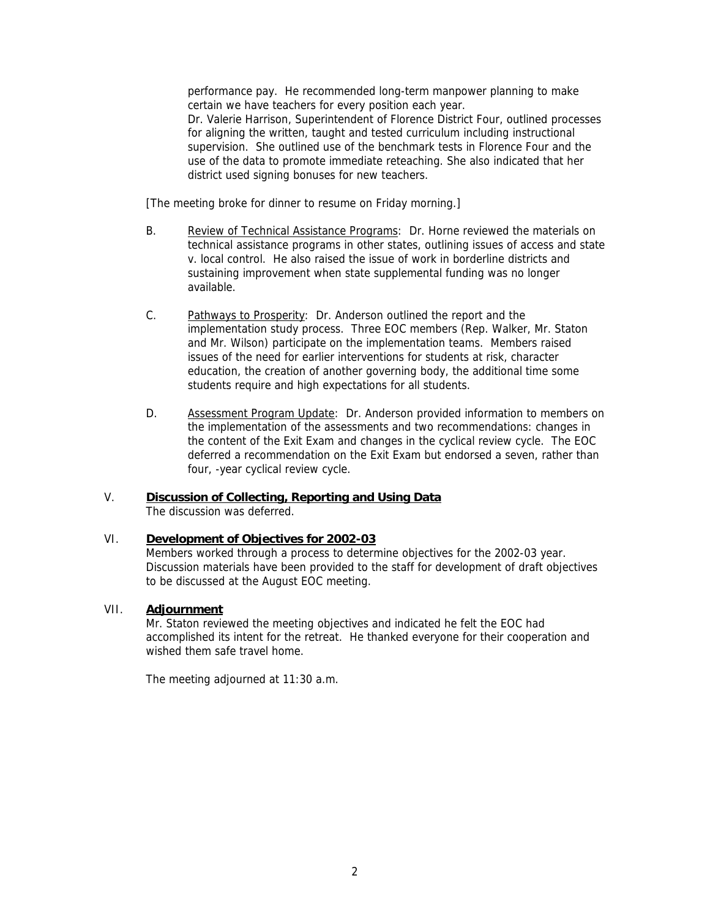performance pay. He recommended long-term manpower planning to make certain we have teachers for every position each year.

Dr. Valerie Harrison, Superintendent of Florence District Four, outlined processes for aligning the written, taught and tested curriculum including instructional supervision. She outlined use of the benchmark tests in Florence Four and the use of the data to promote immediate reteaching. She also indicated that her district used signing bonuses for new teachers.

[The meeting broke for dinner to resume on Friday morning.]

B. Review of Technical Assistance Programs: Dr. Horne reviewed the materials on technical assistance programs in other states, outlining issues of access and state v. local control. He also raised the issue of work in borderline districts and sustaining improvement when state supplemental funding was no longer available.

C. Pathways to Prosperity: Dr. Anderson outlined the report and the implementation study process. Three EOC members (Rep. Walker, Mr. Staton and Mr. Wilson) participate on the implementation teams. Members raised issues of the need for earlier interventions for students at risk, character education, the creation of another governing body, the additional time some students require and high expectations for all students.

D. Assessment Program Update: Dr. Anderson provided information to members on the implementation of the assessments and two recommendations: changes in the content of the Exit Exam and changes in the cyclical review cycle. The EOC deferred a recommendation on the Exit Exam but endorsed a seven, rather than four, -year cyclical review cycle.

## V. Discussion of Collecting, Reporting and Using Data

The discussion was deferred.

## VI. Development of Objectives for 2002-03

Members worked through a process to determine objectives for the 2002-03 year. Discussion materials have been provided to the staff for development of draft objectives to be discussed at the August EOC meeting.

## VII. Adjournment

Mr. Staton reviewed the meeting objectives and indicated he felt the EOC had accomplished its intent for the retreat. He thanked everyone for their cooperation and wished them safe travel home.

The meeting adjourned at 11:30 a.m.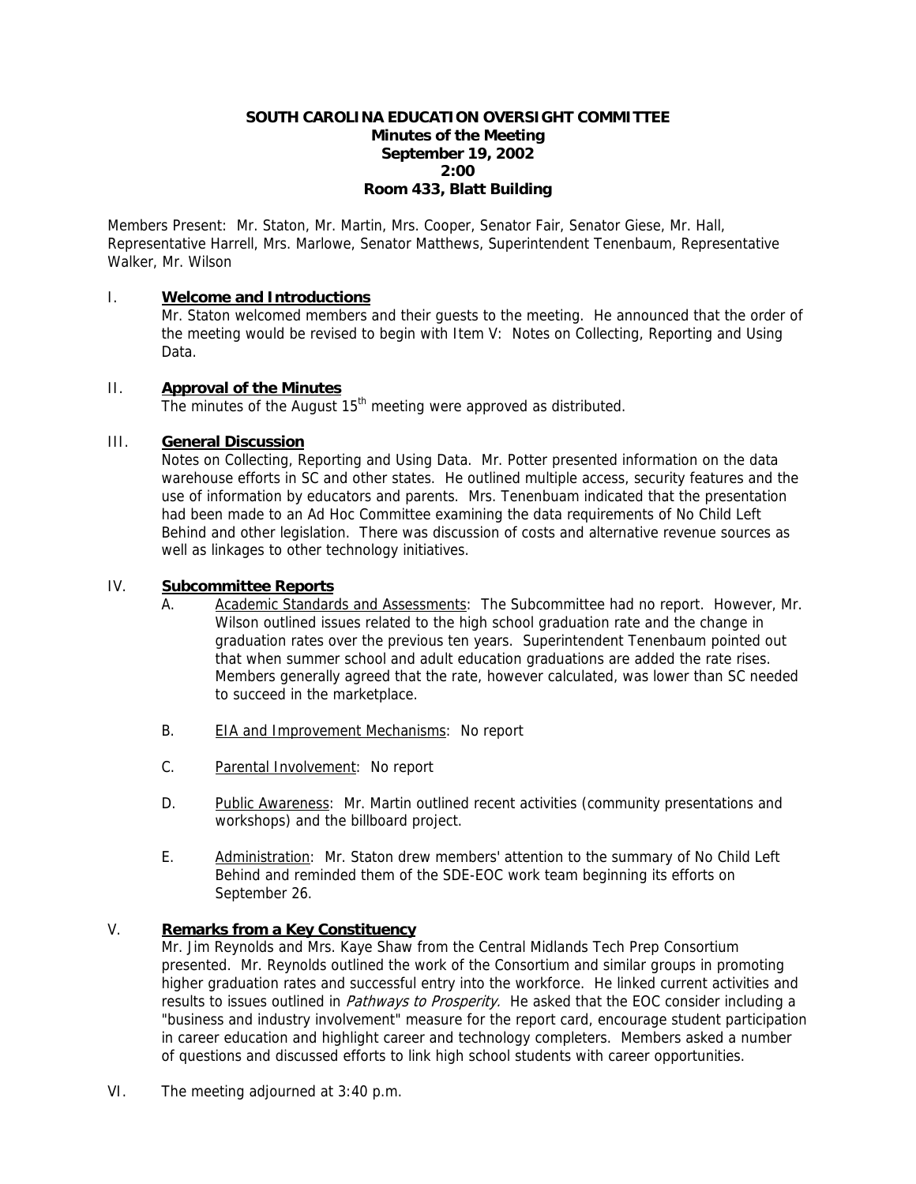**SOUTH CAROLINA EDUCATION OVERSIGHT COMMITTEE**
**Minutes of the Meeting**
**September 19, 2002**
**2:00**
**Room 433, Blatt Building**

Members Present: Mr. Staton, Mr. Martin, Mrs. Cooper, Senator Fair, Senator Giese, Mr. Hall, Representative Harrell, Mrs. Marlowe, Senator Matthews, Superintendent Tenenbaum, Representative Walker, Mr. Wilson

I. **Welcome and Introductions**

Mr. Staton welcomed members and their guests to the meeting. He announced that the order of the meeting would be revised to begin with Item V: Notes on Collecting, Reporting and Using Data.

II. **Approval of the Minutes**

The minutes of the August 15th meeting were approved as distributed.

III. **General Discussion**

Notes on Collecting, Reporting and Using Data. Mr. Potter presented information on the data warehouse efforts in SC and other states. He outlined multiple access, security features and the use of information by educators and parents. Mrs. Tenenbuam indicated that the presentation had been made to an Ad Hoc Committee examining the data requirements of No Child Left Behind and other legislation. There was discussion of costs and alternative revenue sources as well as linkages to other technology initiatives.

IV. **Subcommittee Reports**

A. Academic Standards and Assessments: The Subcommittee had no report. However, Mr. Wilson outlined issues related to the high school graduation rate and the change in graduation rates over the previous ten years. Superintendent Tenenbaum pointed out that when summer school and adult education graduations are added the rate rises. Members generally agreed that the rate, however calculated, was lower than SC needed to succeed in the marketplace.

B. EIA and Improvement Mechanisms: No report

C. Parental Involvement: No report

D. Public Awareness: Mr. Martin outlined recent activities (community presentations and workshops) and the billboard project.

E. Administration: Mr. Staton drew members' attention to the summary of No Child Left Behind and reminded them of the SDE-EOC work team beginning its efforts on September 26.

V. **Remarks from a Key Constituency**

Mr. Jim Reynolds and Mrs. Kaye Shaw from the Central Midlands Tech Prep Consortium presented. Mr. Reynolds outlined the work of the Consortium and similar groups in promoting higher graduation rates and successful entry into the workforce. He linked current activities and results to issues outlined in *Pathways to Prosperity.* He asked that the EOC consider including a "business and industry involvement" measure for the report card, encourage student participation in career education and highlight career and technology completers. Members asked a number of questions and discussed efforts to link high school students with career opportunities.

VI. The meeting adjourned at 3:40 p.m.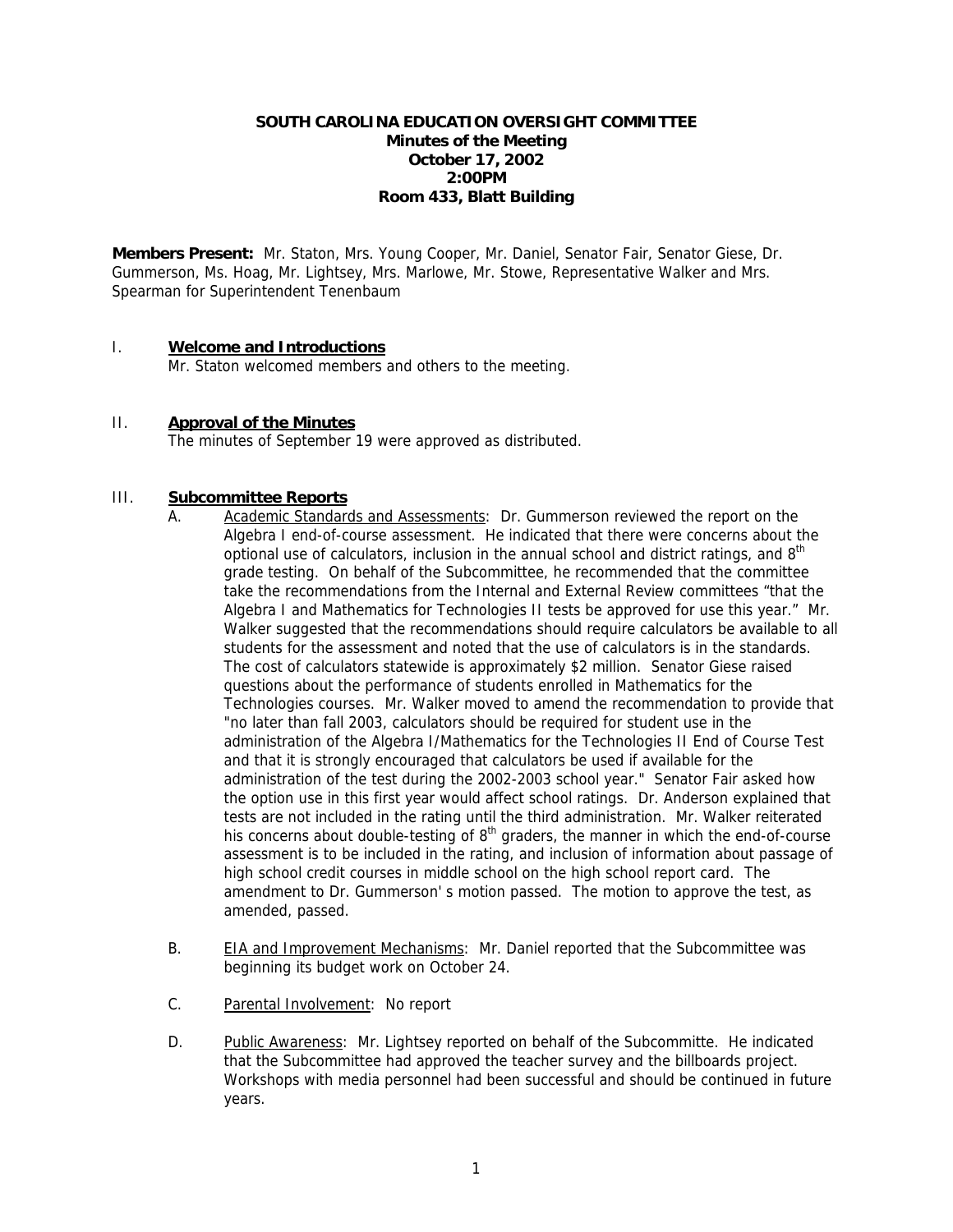**SOUTH CAROLINA EDUCATION OVERSIGHT COMMITTEE**
**Minutes of the Meeting**
**October 17, 2002**
**2:00PM**
**Room 433, Blatt Building**

**Members Present:** Mr. Staton, Mrs. Young Cooper, Mr. Daniel, Senator Fair, Senator Giese, Dr. Gummerson, Ms. Hoag, Mr. Lightsey, Mrs. Marlowe, Mr. Stowe, Representative Walker and Mrs. Spearman for Superintendent Tenenbaum

I. **Welcome and Introductions**

Mr. Staton welcomed members and others to the meeting.

II. **Approval of the Minutes**

The minutes of September 19 were approved as distributed.

III. **Subcommittee Reports**

A. Academic Standards and Assessments: Dr. Gummerson reviewed the report on the Algebra I end-of-course assessment. He indicated that there were concerns about the optional use of calculators, inclusion in the annual school and district ratings, and 8th grade testing. On behalf of the Subcommittee, he recommended that the committee take the recommendations from the Internal and External Review committees "that the Algebra I and Mathematics for Technologies II tests be approved for use this year." Mr. Walker suggested that the recommendations should require calculators be available to all students for the assessment and noted that the use of calculators is in the standards. The cost of calculators statewide is approximately $2 million. Senator Giese raised questions about the performance of students enrolled in Mathematics for the Technologies courses. Mr. Walker moved to amend the recommendation to provide that "no later than fall 2003, calculators should be required for student use in the administration of the Algebra I/Mathematics for the Technologies II End of Course Test and that it is strongly encouraged that calculators be used if available for the administration of the test during the 2002-2003 school year." Senator Fair asked how the option use in this first year would affect school ratings. Dr. Anderson explained that tests are not included in the rating until the third administration. Mr. Walker reiterated his concerns about double-testing of 8th graders, the manner in which the end-of-course assessment is to be included in the rating, and inclusion of information about passage of high school credit courses in middle school on the high school report card. The amendment to Dr. Gummerson' s motion passed. The motion to approve the test, as amended, passed.

B. EIA and Improvement Mechanisms: Mr. Daniel reported that the Subcommittee was beginning its budget work on October 24.

C. Parental Involvement: No report

D. Public Awareness: Mr. Lightsey reported on behalf of the Subcommitte. He indicated that the Subcommittee had approved the teacher survey and the billboards project. Workshops with media personnel had been successful and should be continued in future years.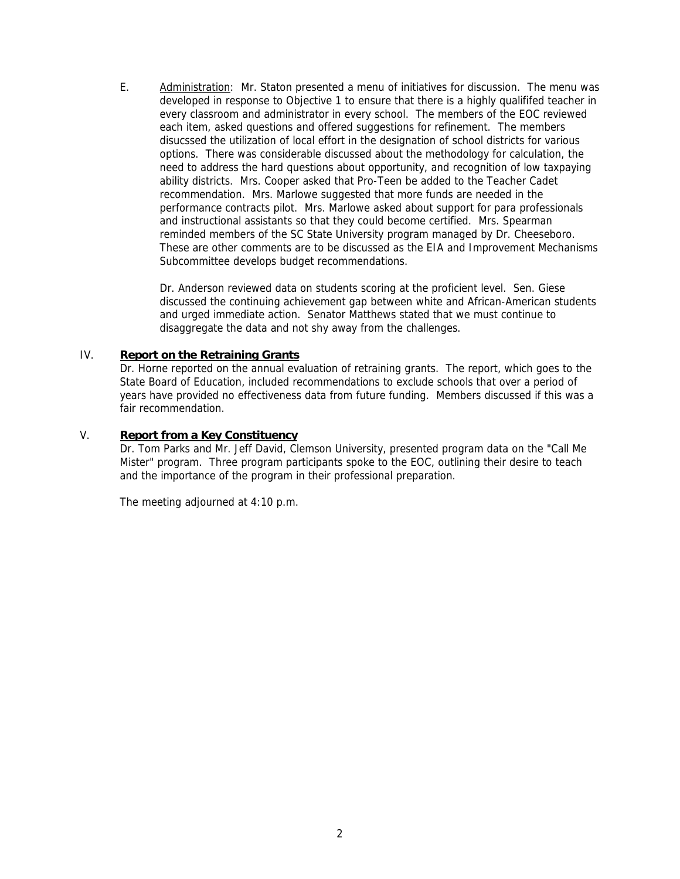E. Administration: Mr. Staton presented a menu of initiatives for discussion. The menu was developed in response to Objective 1 to ensure that there is a highly qualififed teacher in every classroom and administrator in every school. The members of the EOC reviewed each item, asked questions and offered suggestions for refinement. The members disucssed the utilization of local effort in the designation of school districts for various options. There was considerable discussed about the methodology for calculation, the need to address the hard questions about opportunity, and recognition of low taxpaying ability districts. Mrs. Cooper asked that Pro-Teen be added to the Teacher Cadet recommendation. Mrs. Marlowe suggested that more funds are needed in the performance contracts pilot. Mrs. Marlowe asked about support for para professionals and instructional assistants so that they could become certified. Mrs. Spearman reminded members of the SC State University program managed by Dr. Cheeseboro. These are other comments are to be discussed as the EIA and Improvement Mechanisms Subcommittee develops budget recommendations.

Dr. Anderson reviewed data on students scoring at the proficient level. Sen. Giese discussed the continuing achievement gap between white and African-American students and urged immediate action. Senator Matthews stated that we must continue to disaggregate the data and not shy away from the challenges.

## IV. **Report on the Retraining Grants**

Dr. Horne reported on the annual evaluation of retraining grants. The report, which goes to the State Board of Education, included recommendations to exclude schools that over a period of years have provided no effectiveness data from future funding. Members discussed if this was a fair recommendation.

## V. **Report from a Key Constituency**

Dr. Tom Parks and Mr. Jeff David, Clemson University, presented program data on the "Call Me Mister" program. Three program participants spoke to the EOC, outlining their desire to teach and the importance of the program in their professional preparation.

The meeting adjourned at 4:10 p.m.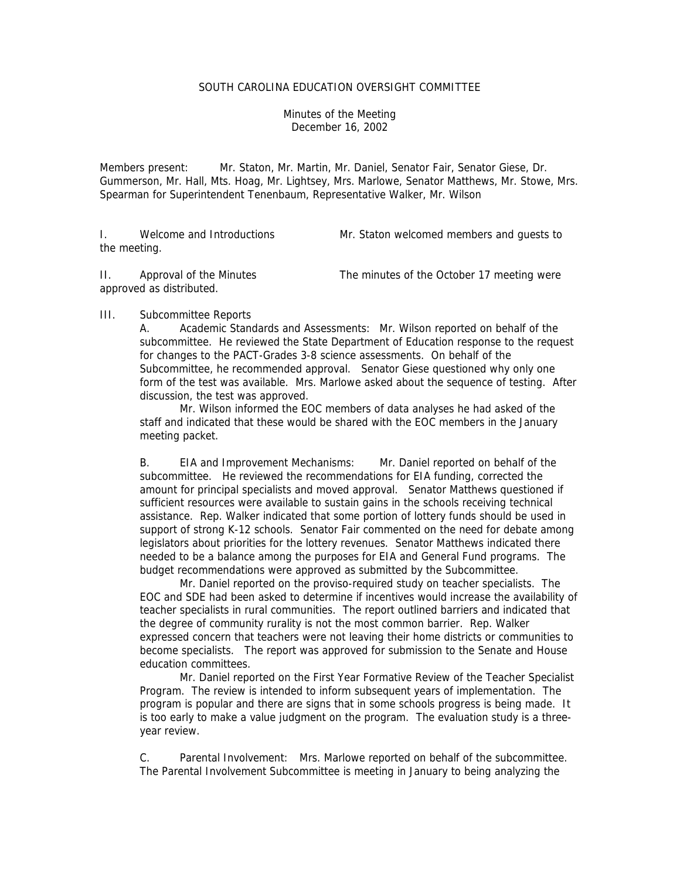SOUTH CAROLINA EDUCATION OVERSIGHT COMMITTEE

Minutes of the Meeting
December 16, 2002

Members present: Mr. Staton, Mr. Martin, Mr. Daniel, Senator Fair, Senator Giese, Dr. Gummerson, Mr. Hall, Mts. Hoag, Mr. Lightsey, Mrs. Marlowe, Senator Matthews, Mr. Stowe, Mrs. Spearman for Superintendent Tenenbaum, Representative Walker, Mr. Wilson

I. Welcome and Introductions Mr. Staton welcomed members and guests to the meeting.

II. Approval of the Minutes The minutes of the October 17 meeting were approved as distributed.

III. Subcommittee Reports

A. Academic Standards and Assessments: Mr. Wilson reported on behalf of the subcommittee. He reviewed the State Department of Education response to the request for changes to the PACT-Grades 3-8 science assessments. On behalf of the Subcommittee, he recommended approval. Senator Giese questioned why only one form of the test was available. Mrs. Marlowe asked about the sequence of testing. After discussion, the test was approved.

Mr. Wilson informed the EOC members of data analyses he had asked of the staff and indicated that these would be shared with the EOC members in the January meeting packet.

B. EIA and Improvement Mechanisms: Mr. Daniel reported on behalf of the subcommittee. He reviewed the recommendations for EIA funding, corrected the amount for principal specialists and moved approval. Senator Matthews questioned if sufficient resources were available to sustain gains in the schools receiving technical assistance. Rep. Walker indicated that some portion of lottery funds should be used in support of strong K-12 schools. Senator Fair commented on the need for debate among legislators about priorities for the lottery revenues. Senator Matthews indicated there needed to be a balance among the purposes for EIA and General Fund programs. The budget recommendations were approved as submitted by the Subcommittee.

Mr. Daniel reported on the proviso-required study on teacher specialists. The EOC and SDE had been asked to determine if incentives would increase the availability of teacher specialists in rural communities. The report outlined barriers and indicated that the degree of community rurality is not the most common barrier. Rep. Walker expressed concern that teachers were not leaving their home districts or communities to become specialists. The report was approved for submission to the Senate and House education committees.

Mr. Daniel reported on the First Year Formative Review of the Teacher Specialist Program. The review is intended to inform subsequent years of implementation. The program is popular and there are signs that in some schools progress is being made. It is too early to make a value judgment on the program. The evaluation study is a three-year review.

C. Parental Involvement: Mrs. Marlowe reported on behalf of the subcommittee. The Parental Involvement Subcommittee is meeting in January to being analyzing the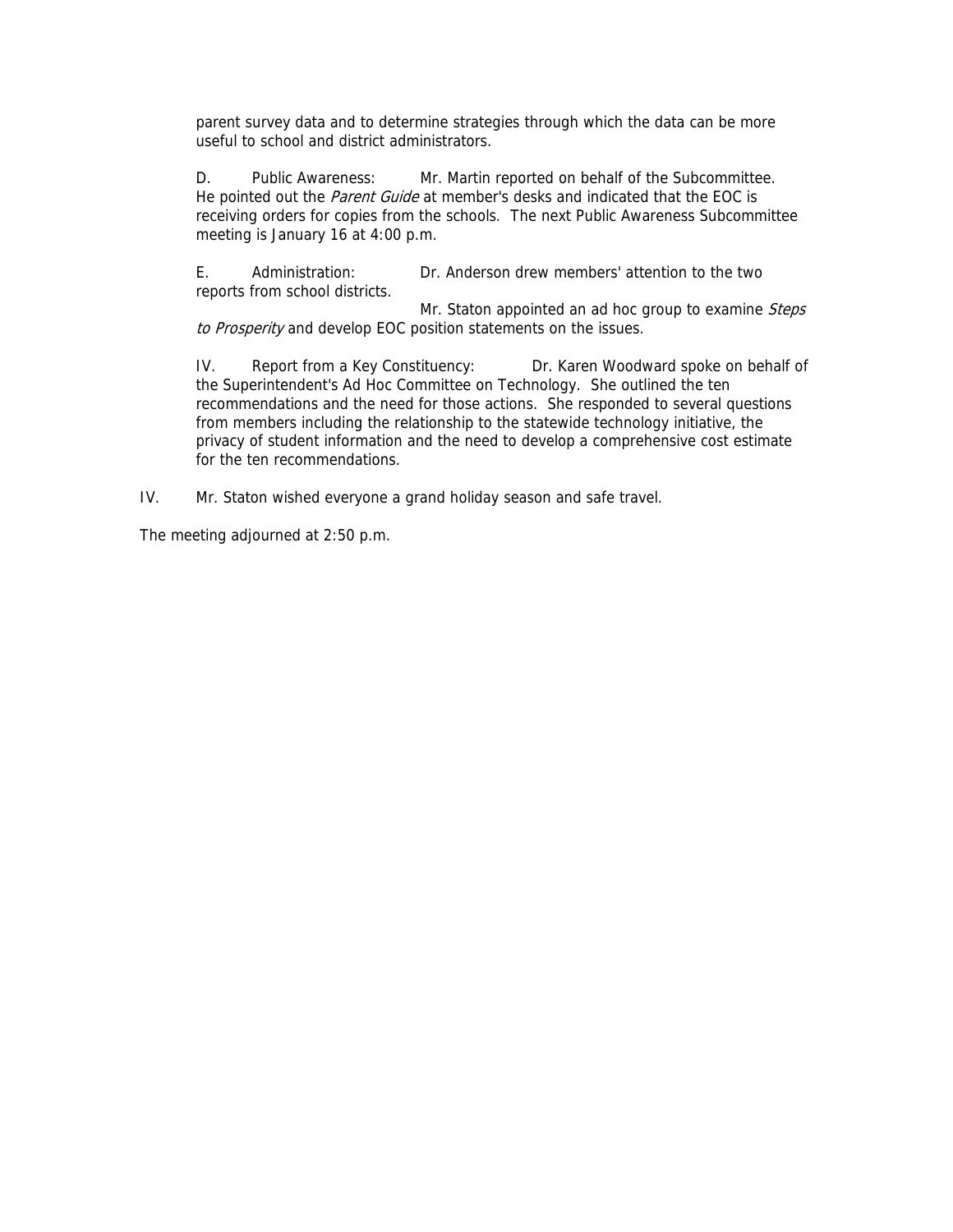parent survey data and to determine strategies through which the data can be more useful to school and district administrators.

D. Public Awareness: Mr. Martin reported on behalf of the Subcommittee. He pointed out the *Parent Guide* at member's desks and indicated that the EOC is receiving orders for copies from the schools. The next Public Awareness Subcommittee meeting is January 16 at 4:00 p.m.

E. Administration: Dr. Anderson drew members' attention to the two reports from school districts.

Mr. Staton appointed an ad hoc group to examine *Steps to Prosperity* and develop EOC position statements on the issues.

IV. Report from a Key Constituency: Dr. Karen Woodward spoke on behalf of the Superintendent's Ad Hoc Committee on Technology. She outlined the ten recommendations and the need for those actions. She responded to several questions from members including the relationship to the statewide technology initiative, the privacy of student information and the need to develop a comprehensive cost estimate for the ten recommendations.

IV. Mr. Staton wished everyone a grand holiday season and safe travel.

The meeting adjourned at 2:50 p.m.